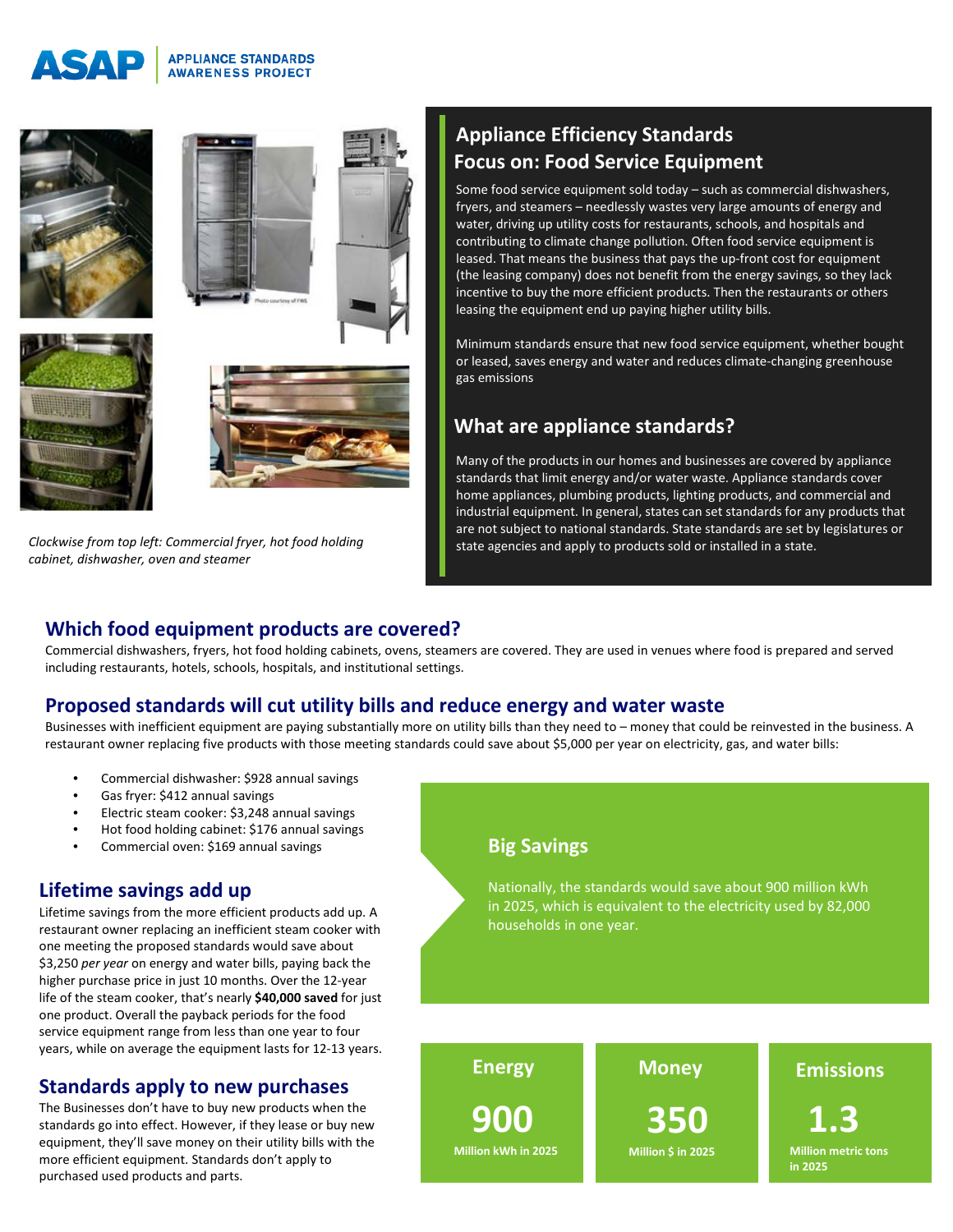ASAP | APPLIANCE STANDARDS AWARENESS PROJECT

*Clockwise from top left: Commercial fryer, hot food holding cabinet, dishwasher, oven and steamer*

## Appliance Efficiency Standards
## Focus on: Food Service Equipment

Some food service equipment sold today – such as commercial dishwashers, fryers, and steamers – needlessly wastes very large amounts of energy and water, driving up utility costs for restaurants, schools, and hospitals and contributing to climate change pollution. Often food service equipment is leased. That means the business that pays the up-front cost for equipment (the leasing company) does not benefit from the energy savings, so they lack incentive to buy the more efficient products. Then the restaurants or others leasing the equipment end up paying higher utility bills.

Minimum standards ensure that new food service equipment, whether bought or leased, saves energy and water and reduces climate-changing greenhouse gas emissions

## What are appliance standards?

Many of the products in our homes and businesses are covered by appliance standards that limit energy and/or water waste. Appliance standards cover home appliances, plumbing products, lighting products, and commercial and industrial equipment. In general, states can set standards for any products that are not subject to national standards. State standards are set by legislatures or state agencies and apply to products sold or installed in a state.

## Which food equipment products are covered?

Commercial dishwashers, fryers, hot food holding cabinets, ovens, steamers are covered. They are used in venues where food is prepared and served including restaurants, hotels, schools, hospitals, and institutional settings.

## Proposed standards will cut utility bills and reduce energy and water waste

Businesses with inefficient equipment are paying substantially more on utility bills than they need to – money that could be reinvested in the business. A restaurant owner replacing five products with those meeting standards could save about $5,000 per year on electricity, gas, and water bills:

- Commercial dishwasher: $928 annual savings
- Gas fryer: $412 annual savings
- Electric steam cooker: $3,248 annual savings
- Hot food holding cabinet: $176 annual savings
- Commercial oven: $169 annual savings

## Lifetime savings add up

Lifetime savings from the more efficient products add up. A restaurant owner replacing an inefficient steam cooker with one meeting the proposed standards would save about $3,250 *per year* on energy and water bills, paying back the higher purchase price in just 10 months. Over the 12-year life of the steam cooker, that's nearly **$40,000 saved** for just one product. Overall the payback periods for the food service equipment range from less than one year to four years, while on average the equipment lasts for 12-13 years.

## Standards apply to new purchases

The Businesses don't have to buy new products when the standards go into effect. However, if they lease or buy new equipment, they'll save money on their utility bills with the more efficient equipment. Standards don't apply to purchased used products and parts.

## Big Savings

Nationally, the standards would save about 900 million kWh in 2025, which is equivalent to the electricity used by 82,000 households in one year.

| Energy | Money | Emissions |
|---|---|---|
| **900** | **350** | **1.3** |
| Million kWh in 2025 | Million $ in 2025 | Million metric tons in 2025 |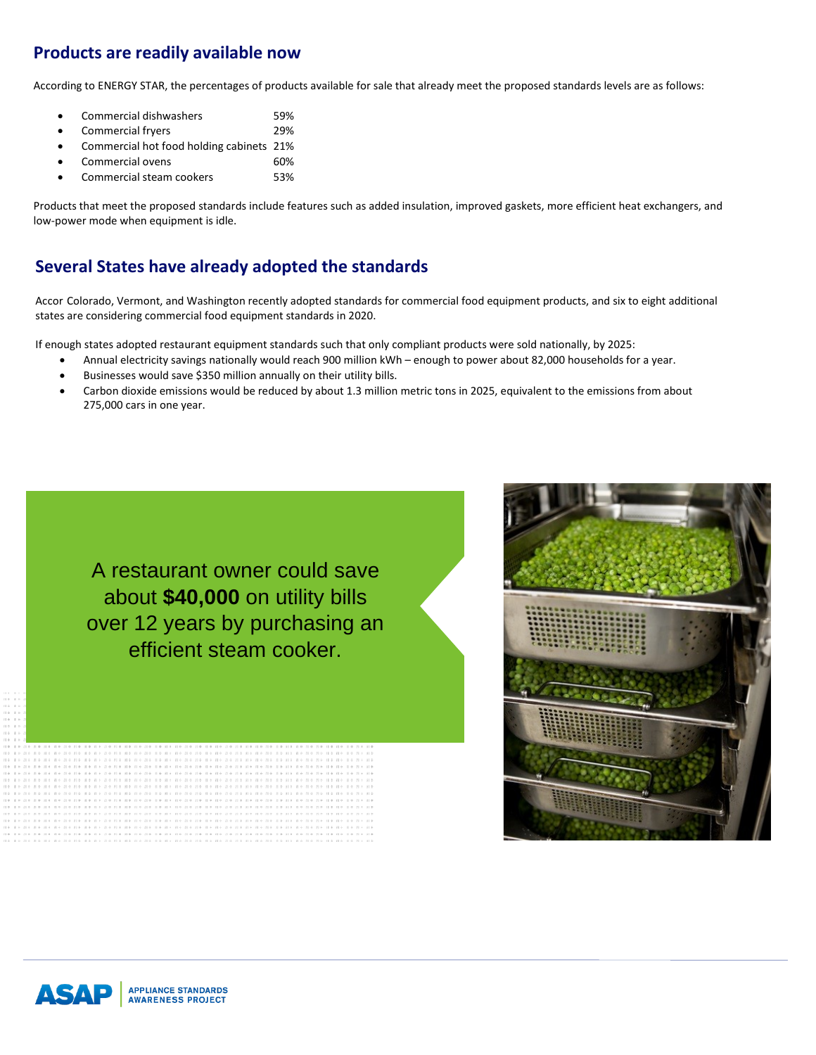## Products are readily available now

According to ENERGY STAR, the percentages of products available for sale that already meet the proposed standards levels are as follows:

- Commercial dishwashers 59%
- Commercial fryers 29%
- Commercial hot food holding cabinets 21%
- Commercial ovens 60%
- Commercial steam cookers 53%

Products that meet the proposed standards include features such as added insulation, improved gaskets, more efficient heat exchangers, and low-power mode when equipment is idle.

## Several States have already adopted the standards

Accor Colorado, Vermont, and Washington recently adopted standards for commercial food equipment products, and six to eight additional states are considering commercial food equipment standards in 2020.

If enough states adopted restaurant equipment standards such that only compliant products were sold nationally, by 2025:

- Annual electricity savings nationally would reach 900 million kWh – enough to power about 82,000 households for a year.
- Businesses would save $350 million annually on their utility bills.
- Carbon dioxide emissions would be reduced by about 1.3 million metric tons in 2025, equivalent to the emissions from about 275,000 cars in one year.

A restaurant owner could save about **$40,000** on utility bills over 12 years by purchasing an efficient steam cooker.